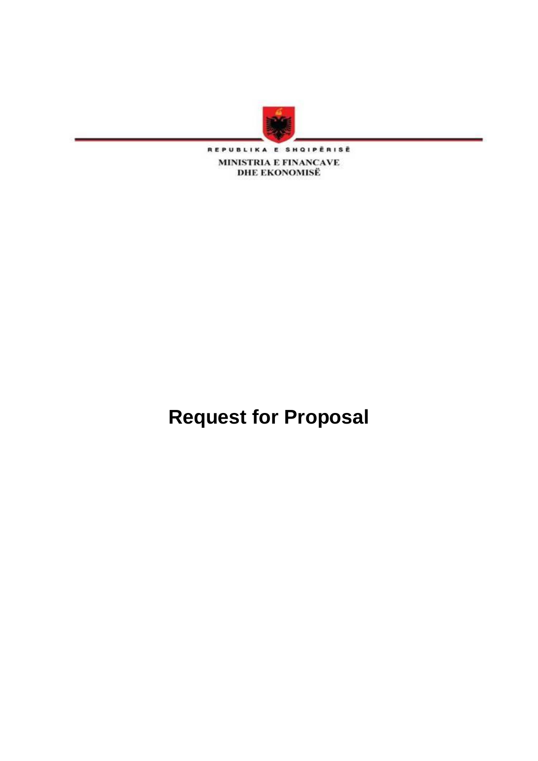REPUBLIKA E SHQIPËRISË

MINISTRIA E FINANCAVE
DHE EKONOMISË

# Request for Proposal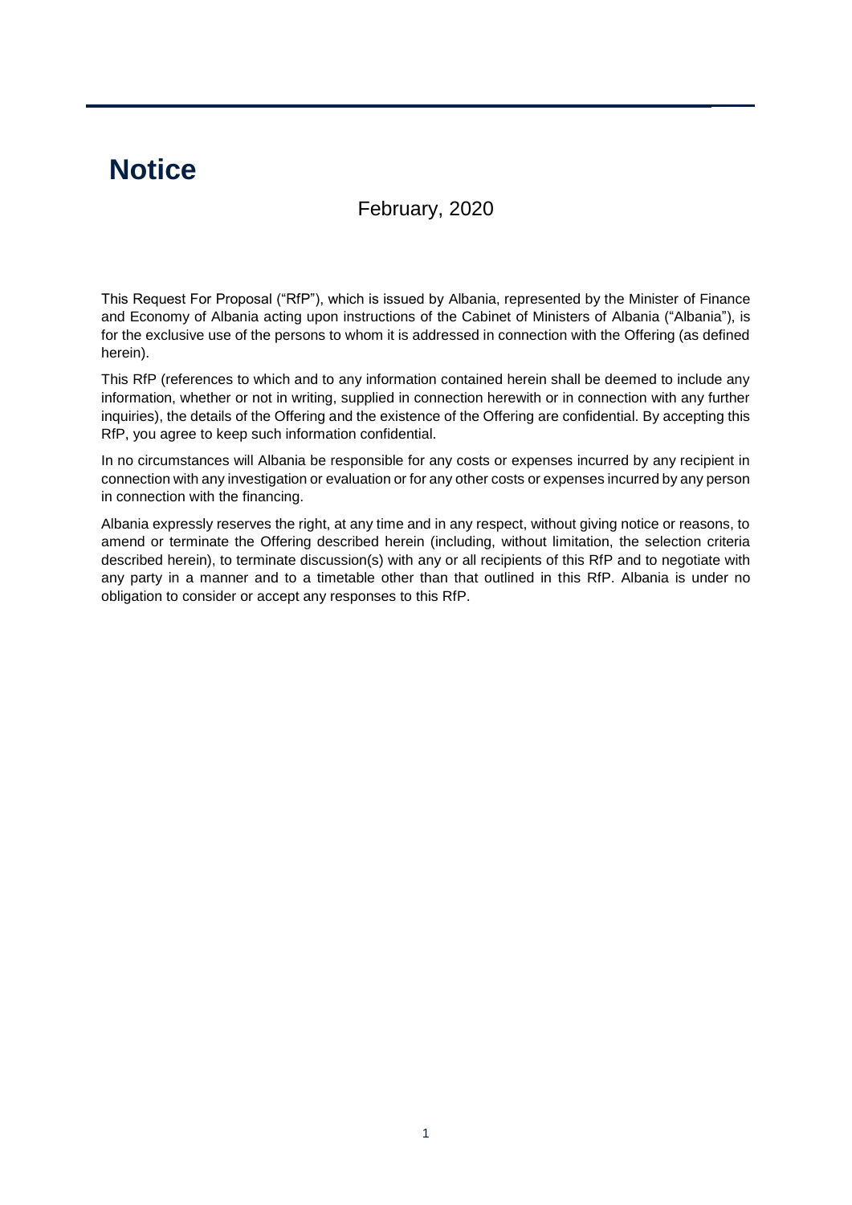# Notice

February, 2020

This Request For Proposal ("RfP"), which is issued by Albania, represented by the Minister of Finance and Economy of Albania acting upon instructions of the Cabinet of Ministers of Albania ("Albania"), is for the exclusive use of the persons to whom it is addressed in connection with the Offering (as defined herein).

This RfP (references to which and to any information contained herein shall be deemed to include any information, whether or not in writing, supplied in connection herewith or in connection with any further inquiries), the details of the Offering and the existence of the Offering are confidential. By accepting this RfP, you agree to keep such information confidential.

In no circumstances will Albania be responsible for any costs or expenses incurred by any recipient in connection with any investigation or evaluation or for any other costs or expenses incurred by any person in connection with the financing.

Albania expressly reserves the right, at any time and in any respect, without giving notice or reasons, to amend or terminate the Offering described herein (including, without limitation, the selection criteria described herein), to terminate discussion(s) with any or all recipients of this RfP and to negotiate with any party in a manner and to a timetable other than that outlined in this RfP. Albania is under no obligation to consider or accept any responses to this RfP.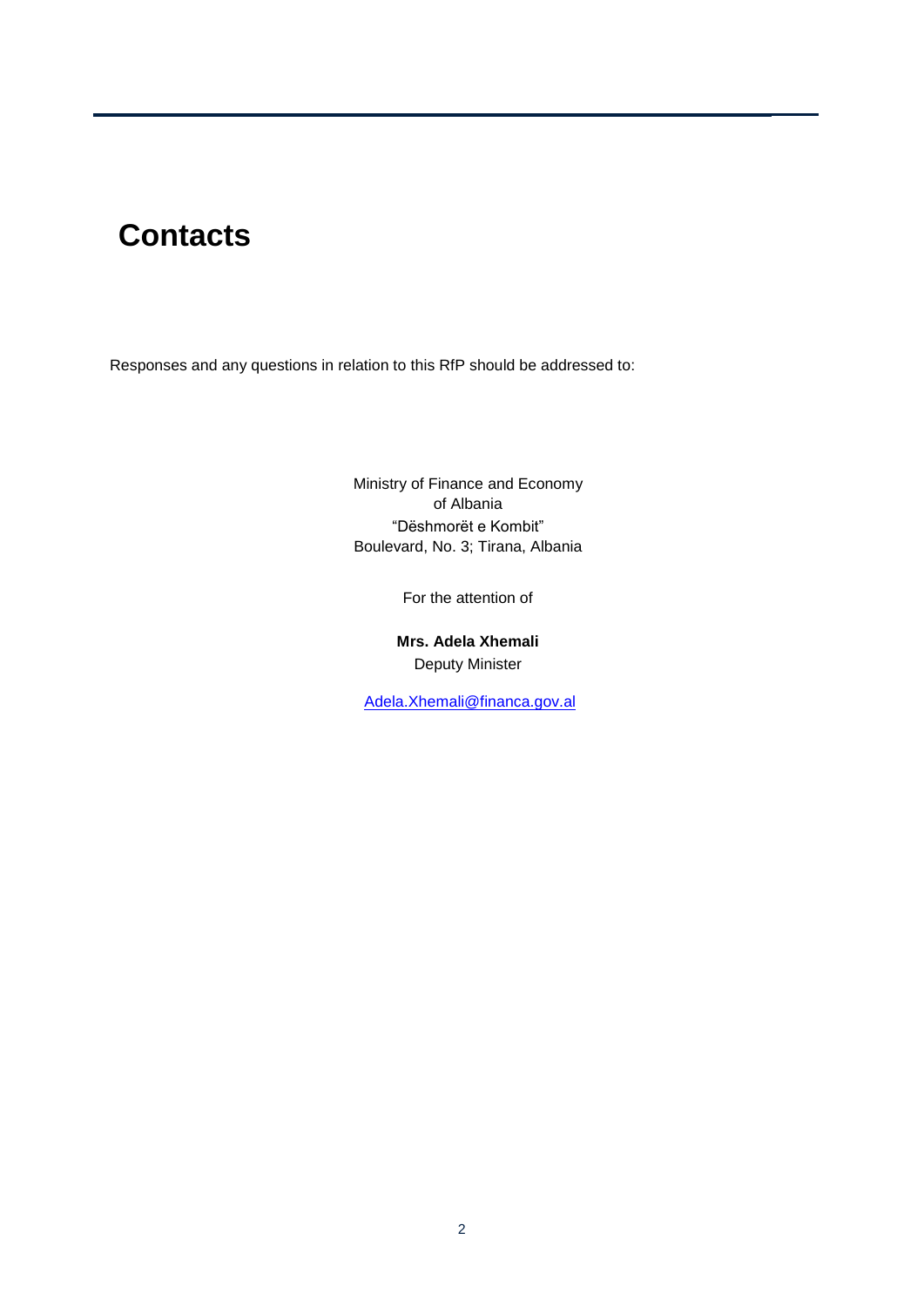# Contacts

Responses and any questions in relation to this RfP should be addressed to:

Ministry of Finance and Economy
of Albania
"Dëshmorët e Kombit"
Boulevard, No. 3; Tirana, Albania

For the attention of

**Mrs. Adela Xhemali**
Deputy Minister

Adela.Xhemali@financa.gov.al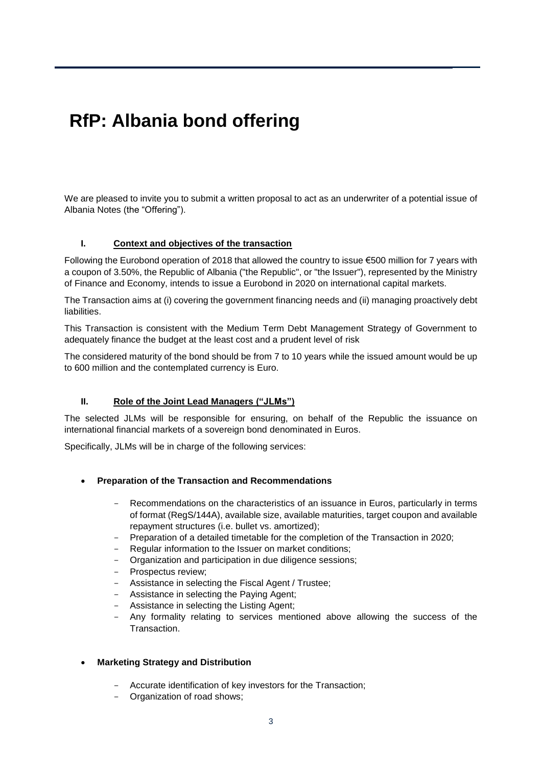# RfP: Albania bond offering

We are pleased to invite you to submit a written proposal to act as an underwriter of a potential issue of Albania Notes (the "Offering").

## I. Context and objectives of the transaction

Following the Eurobond operation of 2018 that allowed the country to issue €500 million for 7 years with a coupon of 3.50%, the Republic of Albania ("the Republic", or "the Issuer"), represented by the Ministry of Finance and Economy, intends to issue a Eurobond in 2020 on international capital markets.

The Transaction aims at (i) covering the government financing needs and (ii) managing proactively debt liabilities.

This Transaction is consistent with the Medium Term Debt Management Strategy of Government to adequately finance the budget at the least cost and a prudent level of risk

The considered maturity of the bond should be from 7 to 10 years while the issued amount would be up to 600 million and the contemplated currency is Euro.

## II. Role of the Joint Lead Managers ("JLMs")

The selected JLMs will be responsible for ensuring, on behalf of the Republic the issuance on international financial markets of a sovereign bond denominated in Euros.

Specifically, JLMs will be in charge of the following services:

- **Preparation of the Transaction and Recommendations**
  - Recommendations on the characteristics of an issuance in Euros, particularly in terms of format (RegS/144A), available size, available maturities, target coupon and available repayment structures (i.e. bullet vs. amortized);
  - Preparation of a detailed timetable for the completion of the Transaction in 2020;
  - Regular information to the Issuer on market conditions;
  - Organization and participation in due diligence sessions;
  - Prospectus review;
  - Assistance in selecting the Fiscal Agent / Trustee;
  - Assistance in selecting the Paying Agent;
  - Assistance in selecting the Listing Agent;
  - Any formality relating to services mentioned above allowing the success of the Transaction.

- **Marketing Strategy and Distribution**
  - Accurate identification of key investors for the Transaction;
  - Organization of road shows;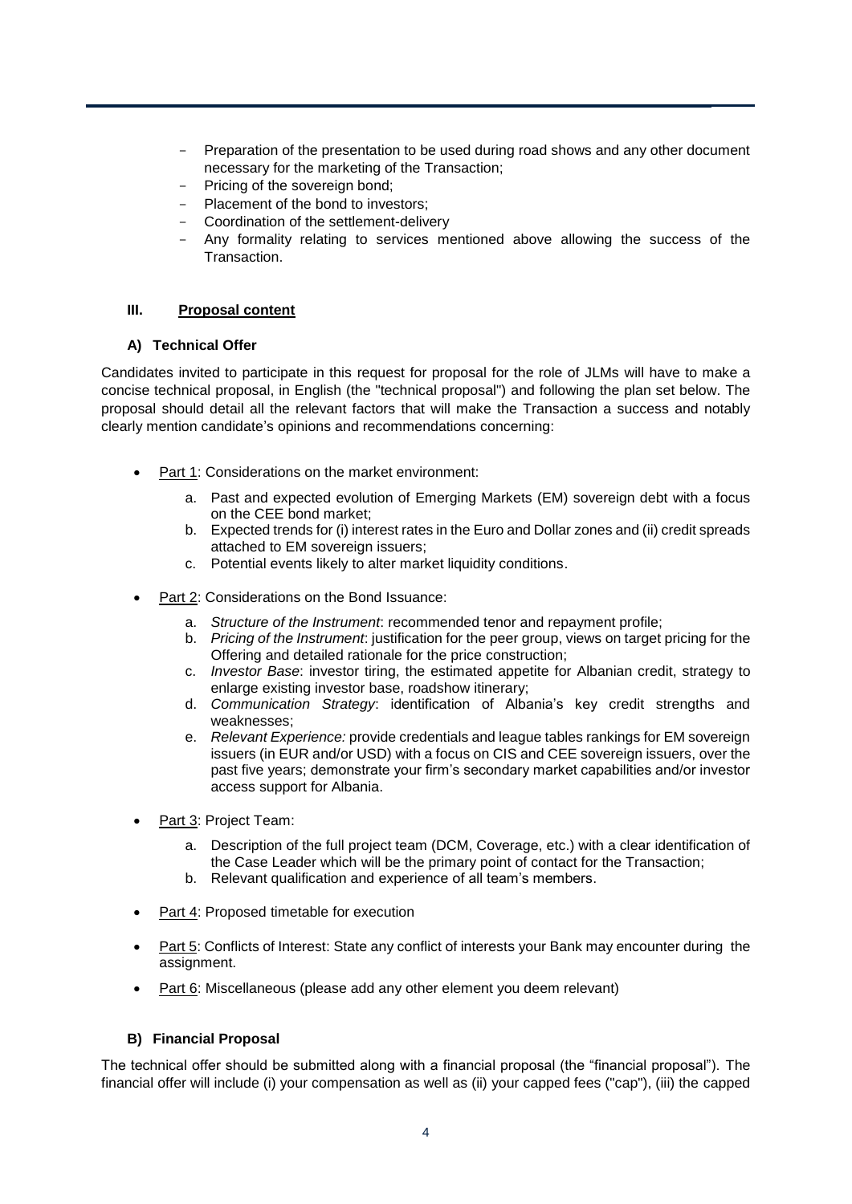- Preparation of the presentation to be used during road shows and any other document necessary for the marketing of the Transaction;
- Pricing of the sovereign bond;
- Placement of the bond to investors;
- Coordination of the settlement-delivery
- Any formality relating to services mentioned above allowing the success of the Transaction.

## III. Proposal content

### A) Technical Offer

Candidates invited to participate in this request for proposal for the role of JLMs will have to make a concise technical proposal, in English (the "technical proposal") and following the plan set below. The proposal should detail all the relevant factors that will make the Transaction a success and notably clearly mention candidate's opinions and recommendations concerning:

- Part 1: Considerations on the market environment:
  a. Past and expected evolution of Emerging Markets (EM) sovereign debt with a focus on the CEE bond market;
  b. Expected trends for (i) interest rates in the Euro and Dollar zones and (ii) credit spreads attached to EM sovereign issuers;
  c. Potential events likely to alter market liquidity conditions.

- Part 2: Considerations on the Bond Issuance:
  a. *Structure of the Instrument*: recommended tenor and repayment profile;
  b. *Pricing of the Instrument*: justification for the peer group, views on target pricing for the Offering and detailed rationale for the price construction;
  c. *Investor Base*: investor tiring, the estimated appetite for Albanian credit, strategy to enlarge existing investor base, roadshow itinerary;
  d. *Communication Strategy*: identification of Albania's key credit strengths and weaknesses;
  e. *Relevant Experience:* provide credentials and league tables rankings for EM sovereign issuers (in EUR and/or USD) with a focus on CIS and CEE sovereign issuers, over the past five years; demonstrate your firm's secondary market capabilities and/or investor access support for Albania.

- Part 3: Project Team:
  a. Description of the full project team (DCM, Coverage, etc.) with a clear identification of the Case Leader which will be the primary point of contact for the Transaction;
  b. Relevant qualification and experience of all team's members.

- Part 4: Proposed timetable for execution

- Part 5: Conflicts of Interest: State any conflict of interests your Bank may encounter during the assignment.

- Part 6: Miscellaneous (please add any other element you deem relevant)

### B) Financial Proposal

The technical offer should be submitted along with a financial proposal (the "financial proposal"). The financial offer will include (i) your compensation as well as (ii) your capped fees ("cap"), (iii) the capped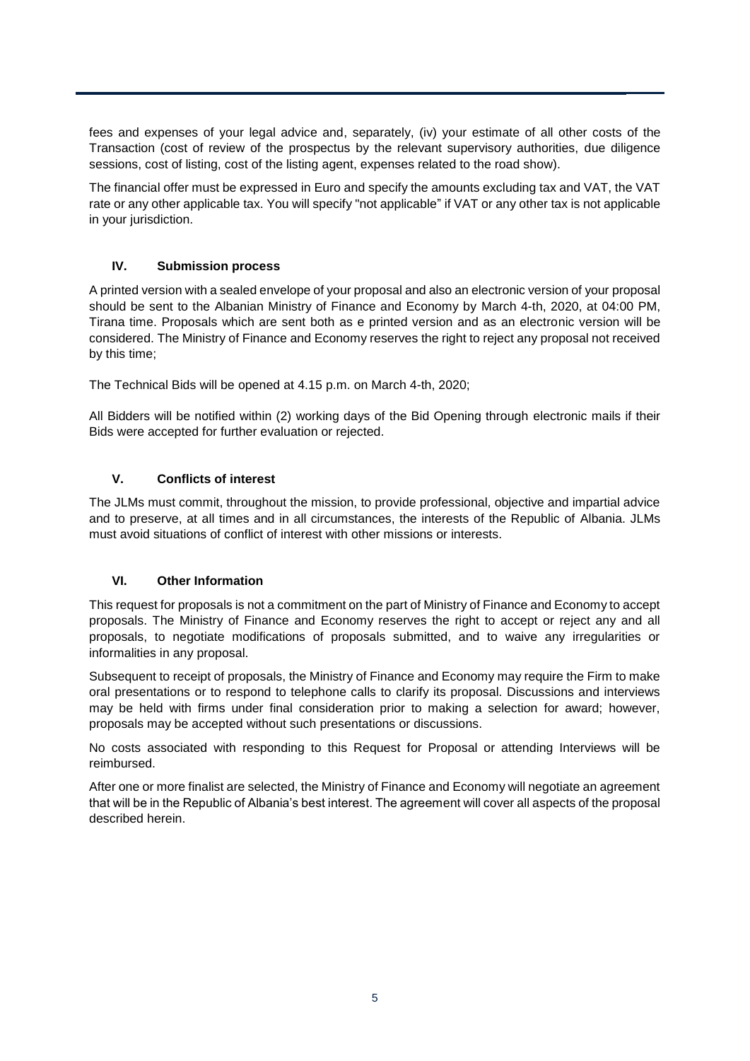fees and expenses of your legal advice and, separately, (iv) your estimate of all other costs of the Transaction (cost of review of the prospectus by the relevant supervisory authorities, due diligence sessions, cost of listing, cost of the listing agent, expenses related to the road show).

The financial offer must be expressed in Euro and specify the amounts excluding tax and VAT, the VAT rate or any other applicable tax. You will specify "not applicable" if VAT or any other tax is not applicable in your jurisdiction.

## IV. Submission process

A printed version with a sealed envelope of your proposal and also an electronic version of your proposal should be sent to the Albanian Ministry of Finance and Economy by March 4-th, 2020, at 04:00 PM, Tirana time. Proposals which are sent both as e printed version and as an electronic version will be considered. The Ministry of Finance and Economy reserves the right to reject any proposal not received by this time;

The Technical Bids will be opened at 4.15 p.m. on March 4-th, 2020;

All Bidders will be notified within (2) working days of the Bid Opening through electronic mails if their Bids were accepted for further evaluation or rejected.

## V. Conflicts of interest

The JLMs must commit, throughout the mission, to provide professional, objective and impartial advice and to preserve, at all times and in all circumstances, the interests of the Republic of Albania. JLMs must avoid situations of conflict of interest with other missions or interests.

## VI. Other Information

This request for proposals is not a commitment on the part of Ministry of Finance and Economy to accept proposals. The Ministry of Finance and Economy reserves the right to accept or reject any and all proposals, to negotiate modifications of proposals submitted, and to waive any irregularities or informalities in any proposal.

Subsequent to receipt of proposals, the Ministry of Finance and Economy may require the Firm to make oral presentations or to respond to telephone calls to clarify its proposal. Discussions and interviews may be held with firms under final consideration prior to making a selection for award; however, proposals may be accepted without such presentations or discussions.

No costs associated with responding to this Request for Proposal or attending Interviews will be reimbursed.

After one or more finalist are selected, the Ministry of Finance and Economy will negotiate an agreement that will be in the Republic of Albania's best interest. The agreement will cover all aspects of the proposal described herein.